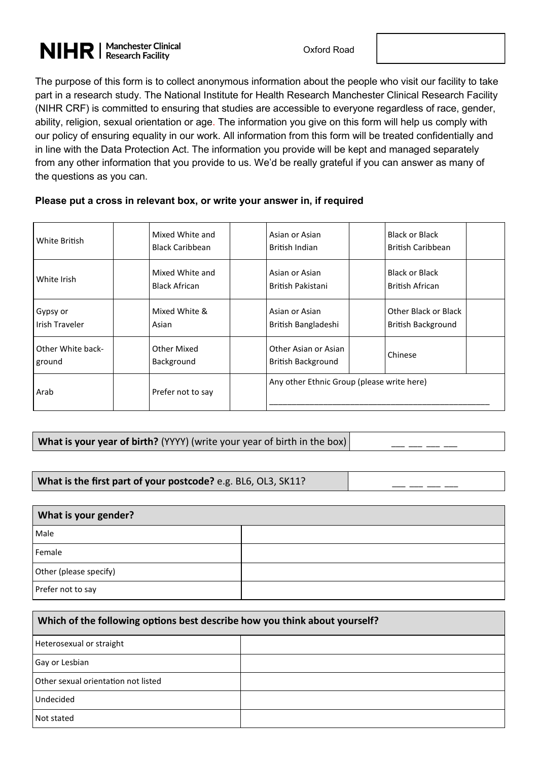NIHR | Manchester Clinical Research Facility

Oxford Road

The purpose of this form is to collect anonymous information about the people who visit our facility to take part in a research study. The National Institute for Health Research Manchester Clinical Research Facility (NIHR CRF) is committed to ensuring that studies are accessible to everyone regardless of race, gender, ability, religion, sexual orientation or age. The information you give on this form will help us comply with our policy of ensuring equality in our work. All information from this form will be treated confidentially and in line with the Data Protection Act. The information you provide will be kept and managed separately from any other information that you provide to us. We'd be really grateful if you can answer as many of the questions as you can.

**Please put a cross in relevant box, or write your answer in, if required**

| | | | | | | | |
|---|---|---|---|---|---|---|---|
| White British | | Mixed White and Black Caribbean | | Asian or Asian British Indian | | Black or Black British Caribbean | |
| White Irish | | Mixed White and Black African | | Asian or Asian British Pakistani | | Black or Black British African | |
| Gypsy or Irish Traveler | | Mixed White & Asian | | Asian or Asian British Bangladeshi | | Other Black or Black British Background | |
| Other White background | | Other Mixed Background | | Other Asian or Asian British Background | | Chinese | |
| Arab | | Prefer not to say | | Any other Ethnic Group (please write here) ______________________________ | | | |

| **What is your year of birth?** (YYYY) (write your year of birth in the box) | ___ ___ ___ ___ |
|---|---|

| **What is the first part of your postcode?** e.g. BL6, OL3, SK11? | ___ ___ ___ ___ |
|---|---|

| **What is your gender?** | |
|---|---|
| Male | |
| Female | |
| Other (please specify) | |
| Prefer not to say | |

| **Which of the following options best describe how you think about yourself?** | |
|---|---|
| Heterosexual or straight | |
| Gay or Lesbian | |
| Other sexual orientation not listed | |
| Undecided | |
| Not stated | |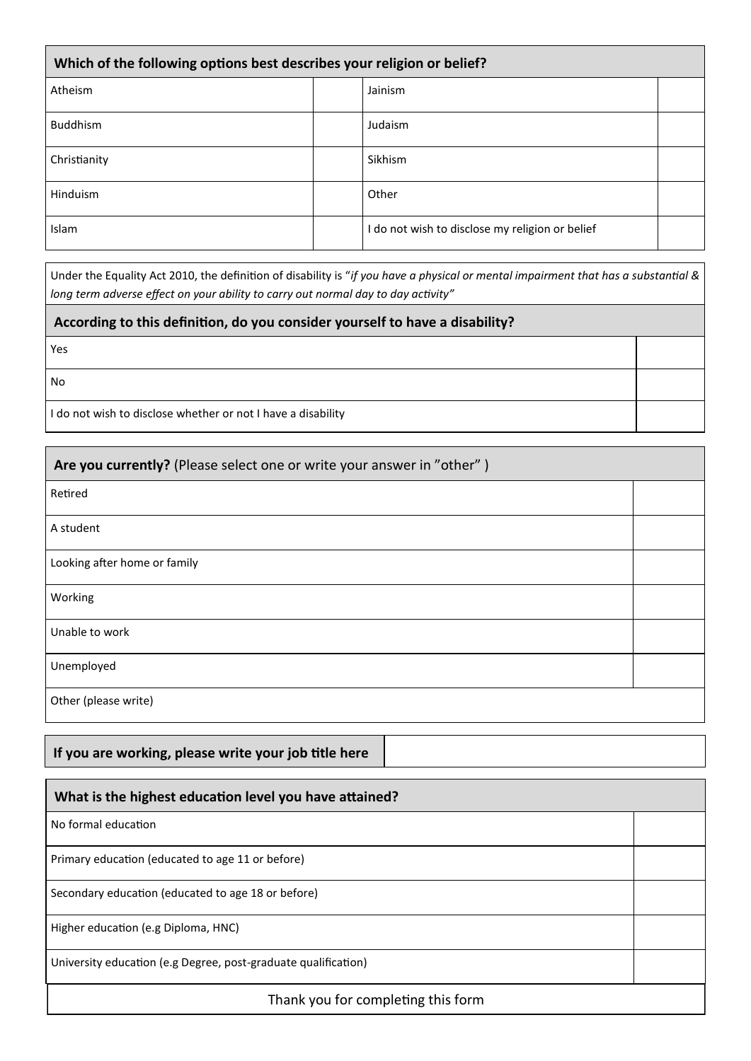| Which of the following options best describes your religion or belief? | | | |
|---|---|---|---|
| Atheism | | Jainism | |
| Buddhism | | Judaism | |
| Christianity | | Sikhism | |
| Hinduism | | Other | |
| Islam | | I do not wish to disclose my religion or belief | |

Under the Equality Act 2010, the definition of disability is "*if you have a physical or mental impairment that has a substantial & long term adverse effect on your ability to carry out normal day to day activity*"

| According to this definition, do you consider yourself to have a disability? | |
|---|---|
| Yes | |
| No | |
| I do not wish to disclose whether or not I have a disability | |

| **Are you currently?** (Please select one or write your answer in "other" ) | |
|---|---|
| Retired | |
| A student | |
| Looking after home or family | |
| Working | |
| Unable to work | |
| Unemployed | |
| Other (please write) | |

| If you are working, please write your job title here | |
|---|---|

| What is the highest education level you have attained? | |
|---|---|
| No formal education | |
| Primary education (educated to age 11 or before) | |
| Secondary education (educated to age 18 or before) | |
| Higher education (e.g Diploma, HNC) | |
| University education (e.g Degree, post-graduate qualification) | |

Thank you for completing this form